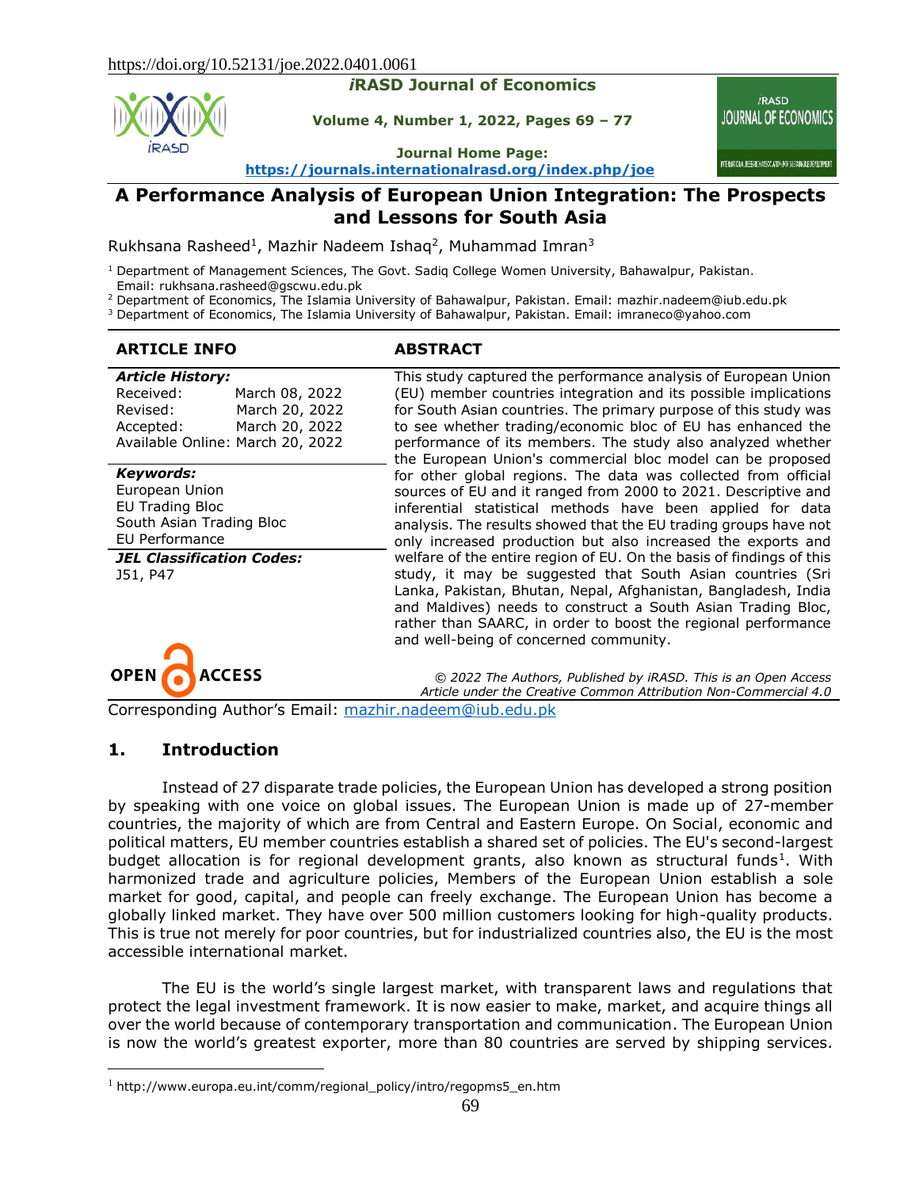https://doi.org/10.52131/joe.2022.0401.0061

# A Performance Analysis of European Union Integration: The Prospects and Lessons for South Asia

Rukhsana Rasheed[1], Mazhir Nadeem Ishaq[2], Muhammad Imran[3]

[1] Department of Management Sciences, The Govt. Sadiq College Women University, Bahawalpur, Pakistan. Email: rukhsana.rasheed@gscwu.edu.pk
[2] Department of Economics, The Islamia University of Bahawalpur, Pakistan. Email: mazhir.nadeem@iub.edu.pk
[3] Department of Economics, The Islamia University of Bahawalpur, Pakistan. Email: imraneco@yahoo.com

## ARTICLE INFO

***Article History:***
Received: March 08, 2022
Revised: March 20, 2022
Accepted: March 20, 2022
Available Online: March 20, 2022

***Keywords:***
European Union
EU Trading Bloc
South Asian Trading Bloc
EU Performance

***JEL Classification Codes:***
J51, P47

## ABSTRACT

This study captured the performance analysis of European Union (EU) member countries integration and its possible implications for South Asian countries. The primary purpose of this study was to see whether trading/economic bloc of EU has enhanced the performance of its members. The study also analyzed whether the European Union's commercial bloc model can be proposed for other global regions. The data was collected from official sources of EU and it ranged from 2000 to 2021. Descriptive and inferential statistical methods have been applied for data analysis. The results showed that the EU trading groups have not only increased production but also increased the exports and welfare of the entire region of EU. On the basis of findings of this study, it may be suggested that South Asian countries (Sri Lanka, Pakistan, Bhutan, Nepal, Afghanistan, Bangladesh, India and Maldives) needs to construct a South Asian Trading Bloc, rather than SAARC, in order to boost the regional performance and well-being of concerned community.

OPEN ACCESS

*© 2022 The Authors, Published by iRASD. This is an Open Access Article under the Creative Common Attribution Non-Commercial 4.0*

Corresponding Author's Email: mazhir.nadeem@iub.edu.pk

## 1. Introduction

Instead of 27 disparate trade policies, the European Union has developed a strong position by speaking with one voice on global issues. The European Union is made up of 27-member countries, the majority of which are from Central and Eastern Europe. On Social, economic and political matters, EU member countries establish a shared set of policies. The EU's second-largest budget allocation is for regional development grants, also known as structural funds[1]. With harmonized trade and agriculture policies, Members of the European Union establish a sole market for good, capital, and people can freely exchange. The European Union has become a globally linked market. They have over 500 million customers looking for high-quality products. This is true not merely for poor countries, but for industrialized countries also, the EU is the most accessible international market.

The EU is the world's single largest market, with transparent laws and regulations that protect the legal investment framework. It is now easier to make, market, and acquire things all over the world because of contemporary transportation and communication. The European Union is now the world's greatest exporter, more than 80 countries are served by shipping services.

[1] http://www.europa.eu.int/comm/regional_policy/intro/regopms5_en.htm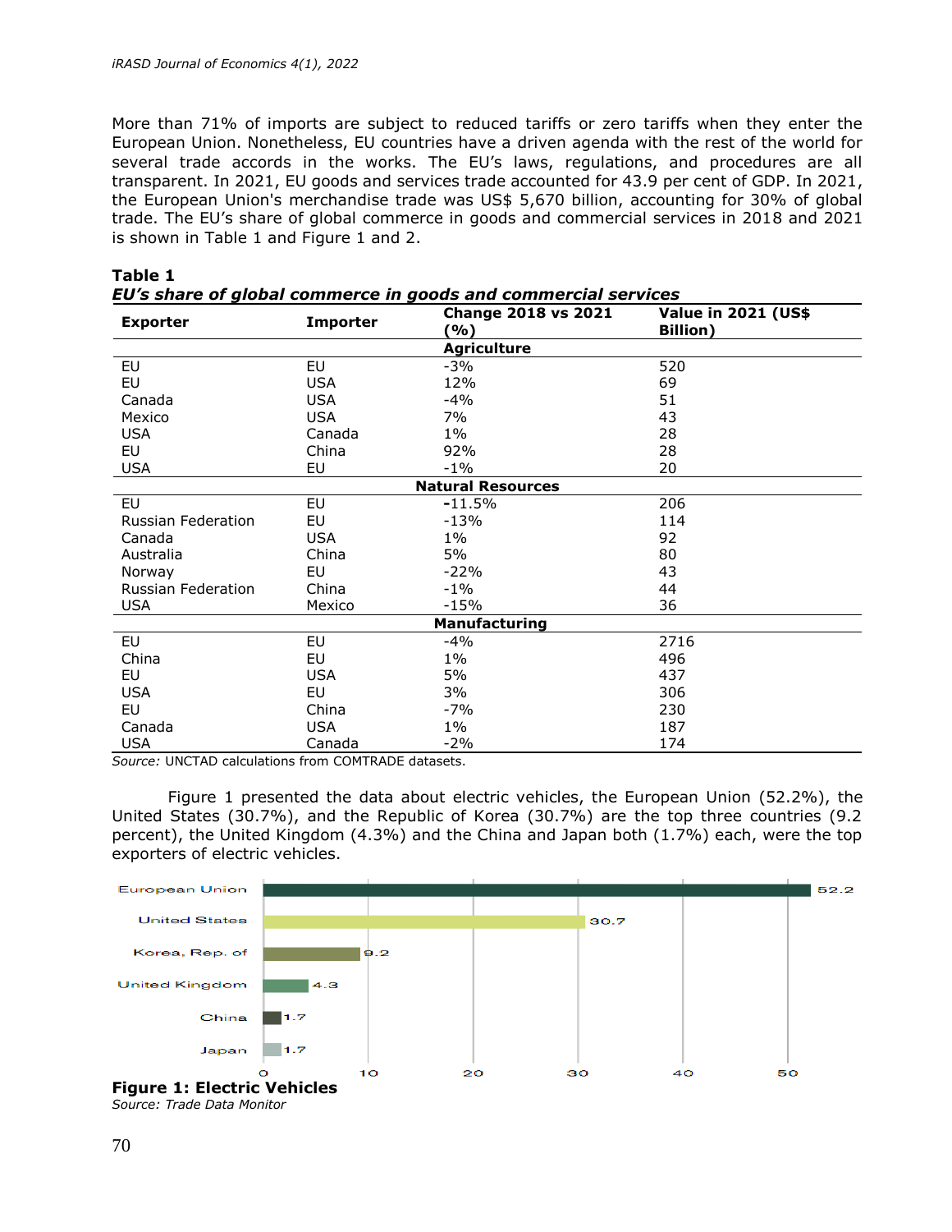More than 71% of imports are subject to reduced tariffs or zero tariffs when they enter the European Union. Nonetheless, EU countries have a driven agenda with the rest of the world for several trade accords in the works. The EU's laws, regulations, and procedures are all transparent. In 2021, EU goods and services trade accounted for 43.9 per cent of GDP. In 2021, the European Union's merchandise trade was US$ 5,670 billion, accounting for 30% of global trade. The EU's share of global commerce in goods and commercial services in 2018 and 2021 is shown in Table 1 and Figure 1 and 2.

**Table 1**
***EU's share of global commerce in goods and commercial services***

| Exporter | Importer | Change 2018 vs 2021 (%) | Value in 2021 (US$ Billion) |
|---|---|---|---|
| | | **Agriculture** | |
| EU | EU | -3% | 520 |
| EU | USA | 12% | 69 |
| Canada | USA | -4% | 51 |
| Mexico | USA | 7% | 43 |
| USA | Canada | 1% | 28 |
| EU | China | 92% | 28 |
| USA | EU | -1% | 20 |
| | | **Natural Resources** | |
| EU | EU | -11.5% | 206 |
| Russian Federation | EU | -13% | 114 |
| Canada | USA | 1% | 92 |
| Australia | China | 5% | 80 |
| Norway | EU | -22% | 43 |
| Russian Federation | China | -1% | 44 |
| USA | Mexico | -15% | 36 |
| | | **Manufacturing** | |
| EU | EU | -4% | 2716 |
| China | EU | 1% | 496 |
| EU | USA | 5% | 437 |
| USA | EU | 3% | 306 |
| EU | China | -7% | 230 |
| Canada | USA | 1% | 187 |
| USA | Canada | -2% | 174 |

*Source:* UNCTAD calculations from COMTRADE datasets.

Figure 1 presented the data about electric vehicles, the European Union (52.2%), the United States (30.7%), and the Republic of Korea (30.7%) are the top three countries (9.2 percent), the United Kingdom (4.3%) and the China and Japan both (1.7%) each, were the top exporters of electric vehicles.

| Country | Value |
|---|---|
| European Union | 52.2 |
| United States | 30.7 |
| Korea, Rep. of | 9.2 |
| United Kingdom | 4.3 |
| China | 1.7 |
| Japan | 1.7 |

**Figure 1: Electric Vehicles**
*Source: Trade Data Monitor*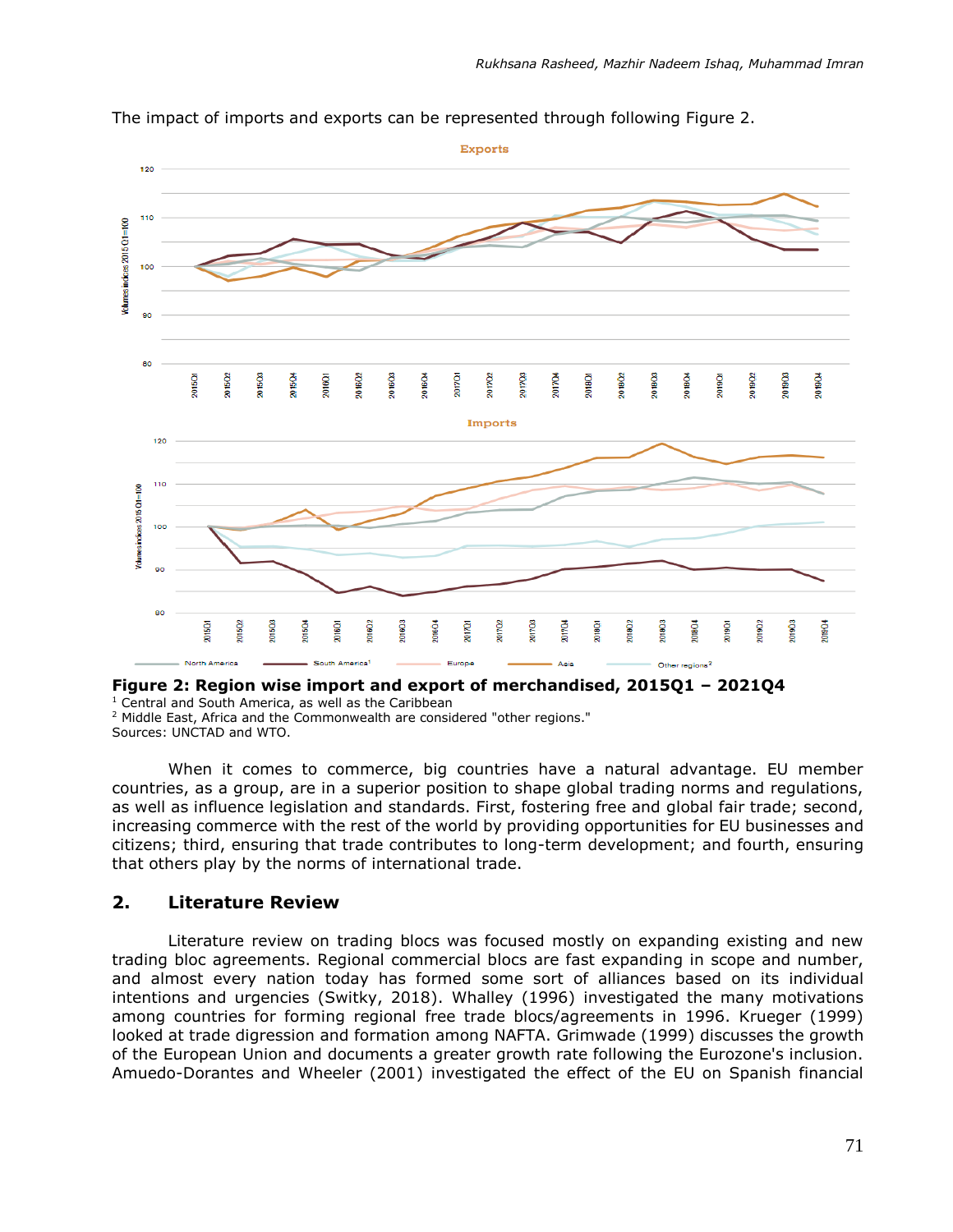The impact of imports and exports can be represented through following Figure 2.

**Figure 2: Region wise import and export of merchandised, 2015Q1 – 2021Q4**

[1] Central and South America, as well as the Caribbean

[2] Middle East, Africa and the Commonwealth are considered "other regions."

Sources: UNCTAD and WTO.

When it comes to commerce, big countries have a natural advantage. EU member countries, as a group, are in a superior position to shape global trading norms and regulations, as well as influence legislation and standards. First, fostering free and global fair trade; second, increasing commerce with the rest of the world by providing opportunities for EU businesses and citizens; third, ensuring that trade contributes to long-term development; and fourth, ensuring that others play by the norms of international trade.

## 2. Literature Review

Literature review on trading blocs was focused mostly on expanding existing and new trading bloc agreements. Regional commercial blocs are fast expanding in scope and number, and almost every nation today has formed some sort of alliances based on its individual intentions and urgencies (Switky, 2018). Whalley (1996) investigated the many motivations among countries for forming regional free trade blocs/agreements in 1996. Krueger (1999) looked at trade digression and formation among NAFTA. Grimwade (1999) discusses the growth of the European Union and documents a greater growth rate following the Eurozone's inclusion. Amuedo-Dorantes and Wheeler (2001) investigated the effect of the EU on Spanish financial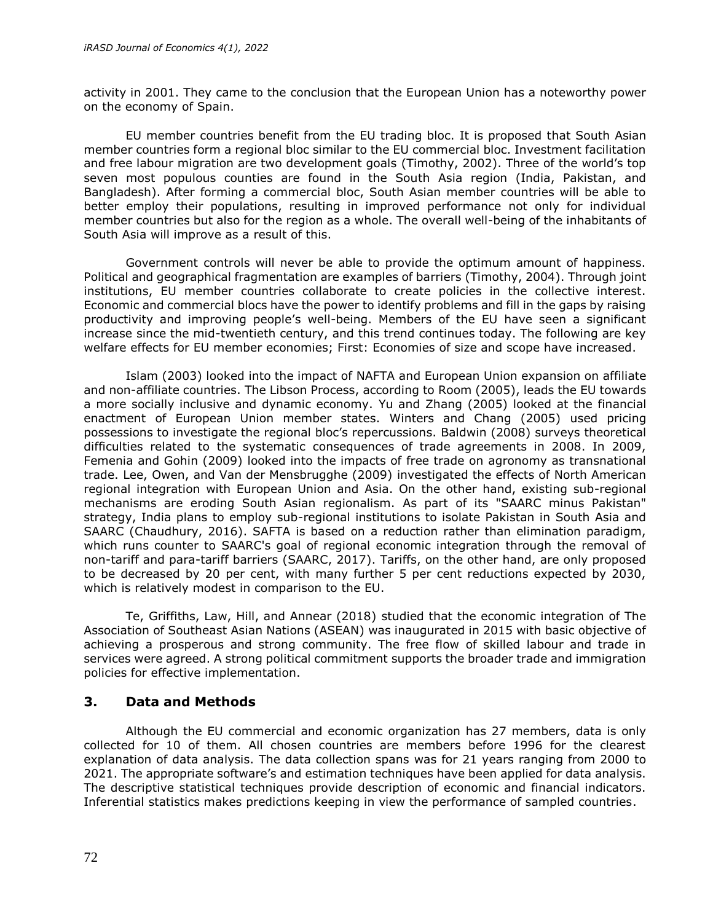activity in 2001. They came to the conclusion that the European Union has a noteworthy power on the economy of Spain.

EU member countries benefit from the EU trading bloc. It is proposed that South Asian member countries form a regional bloc similar to the EU commercial bloc. Investment facilitation and free labour migration are two development goals (Timothy, 2002). Three of the world's top seven most populous counties are found in the South Asia region (India, Pakistan, and Bangladesh). After forming a commercial bloc, South Asian member countries will be able to better employ their populations, resulting in improved performance not only for individual member countries but also for the region as a whole. The overall well-being of the inhabitants of South Asia will improve as a result of this.

Government controls will never be able to provide the optimum amount of happiness. Political and geographical fragmentation are examples of barriers (Timothy, 2004). Through joint institutions, EU member countries collaborate to create policies in the collective interest. Economic and commercial blocs have the power to identify problems and fill in the gaps by raising productivity and improving people's well-being. Members of the EU have seen a significant increase since the mid-twentieth century, and this trend continues today. The following are key welfare effects for EU member economies; First: Economies of size and scope have increased.

Islam (2003) looked into the impact of NAFTA and European Union expansion on affiliate and non-affiliate countries. The Libson Process, according to Room (2005), leads the EU towards a more socially inclusive and dynamic economy. Yu and Zhang (2005) looked at the financial enactment of European Union member states. Winters and Chang (2005) used pricing possessions to investigate the regional bloc's repercussions. Baldwin (2008) surveys theoretical difficulties related to the systematic consequences of trade agreements in 2008. In 2009, Femenia and Gohin (2009) looked into the impacts of free trade on agronomy as transnational trade. Lee, Owen, and Van der Mensbrugghe (2009) investigated the effects of North American regional integration with European Union and Asia. On the other hand, existing sub-regional mechanisms are eroding South Asian regionalism. As part of its "SAARC minus Pakistan" strategy, India plans to employ sub-regional institutions to isolate Pakistan in South Asia and SAARC (Chaudhury, 2016). SAFTA is based on a reduction rather than elimination paradigm, which runs counter to SAARC's goal of regional economic integration through the removal of non-tariff and para-tariff barriers (SAARC, 2017). Tariffs, on the other hand, are only proposed to be decreased by 20 per cent, with many further 5 per cent reductions expected by 2030, which is relatively modest in comparison to the EU.

Te, Griffiths, Law, Hill, and Annear (2018) studied that the economic integration of The Association of Southeast Asian Nations (ASEAN) was inaugurated in 2015 with basic objective of achieving a prosperous and strong community. The free flow of skilled labour and trade in services were agreed. A strong political commitment supports the broader trade and immigration policies for effective implementation.

## 3. Data and Methods

Although the EU commercial and economic organization has 27 members, data is only collected for 10 of them. All chosen countries are members before 1996 for the clearest explanation of data analysis. The data collection spans was for 21 years ranging from 2000 to 2021. The appropriate software's and estimation techniques have been applied for data analysis. The descriptive statistical techniques provide description of economic and financial indicators. Inferential statistics makes predictions keeping in view the performance of sampled countries.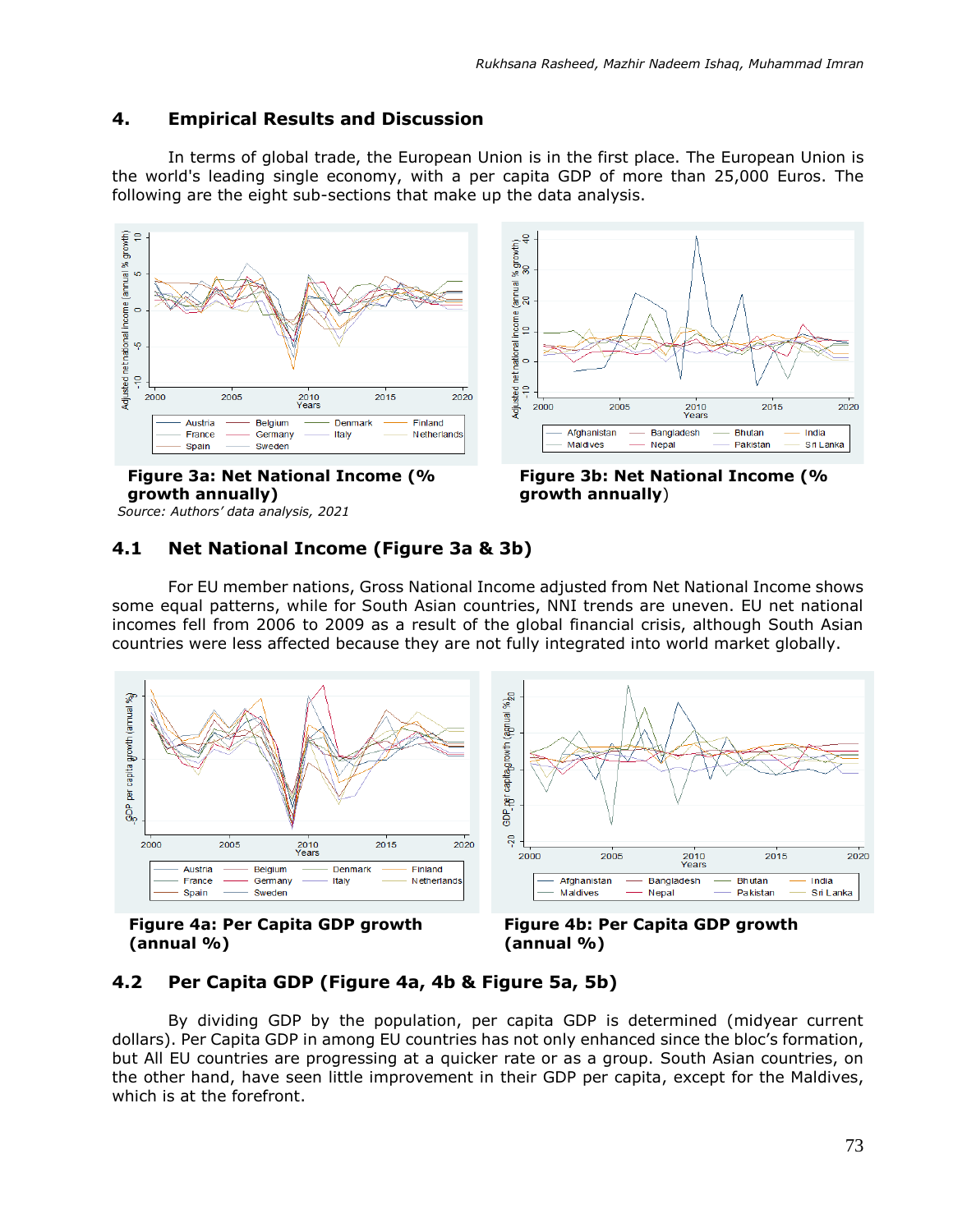## 4. Empirical Results and Discussion

In terms of global trade, the European Union is in the first place. The European Union is the world's leading single economy, with a per capita GDP of more than 25,000 Euros. The following are the eight sub-sections that make up the data analysis.

**Figure 3a: Net National Income (% growth annually)**

*Source: Authors' data analysis, 2021*

**Figure 3b: Net National Income (% growth annually)**

### 4.1 Net National Income (Figure 3a & 3b)

For EU member nations, Gross National Income adjusted from Net National Income shows some equal patterns, while for South Asian countries, NNI trends are uneven. EU net national incomes fell from 2006 to 2009 as a result of the global financial crisis, although South Asian countries were less affected because they are not fully integrated into world market globally.

**Figure 4a: Per Capita GDP growth (annual %)**

**Figure 4b: Per Capita GDP growth (annual %)**

### 4.2 Per Capita GDP (Figure 4a, 4b & Figure 5a, 5b)

By dividing GDP by the population, per capita GDP is determined (midyear current dollars). Per Capita GDP in among EU countries has not only enhanced since the bloc's formation, but All EU countries are progressing at a quicker rate or as a group. South Asian countries, on the other hand, have seen little improvement in their GDP per capita, except for the Maldives, which is at the forefront.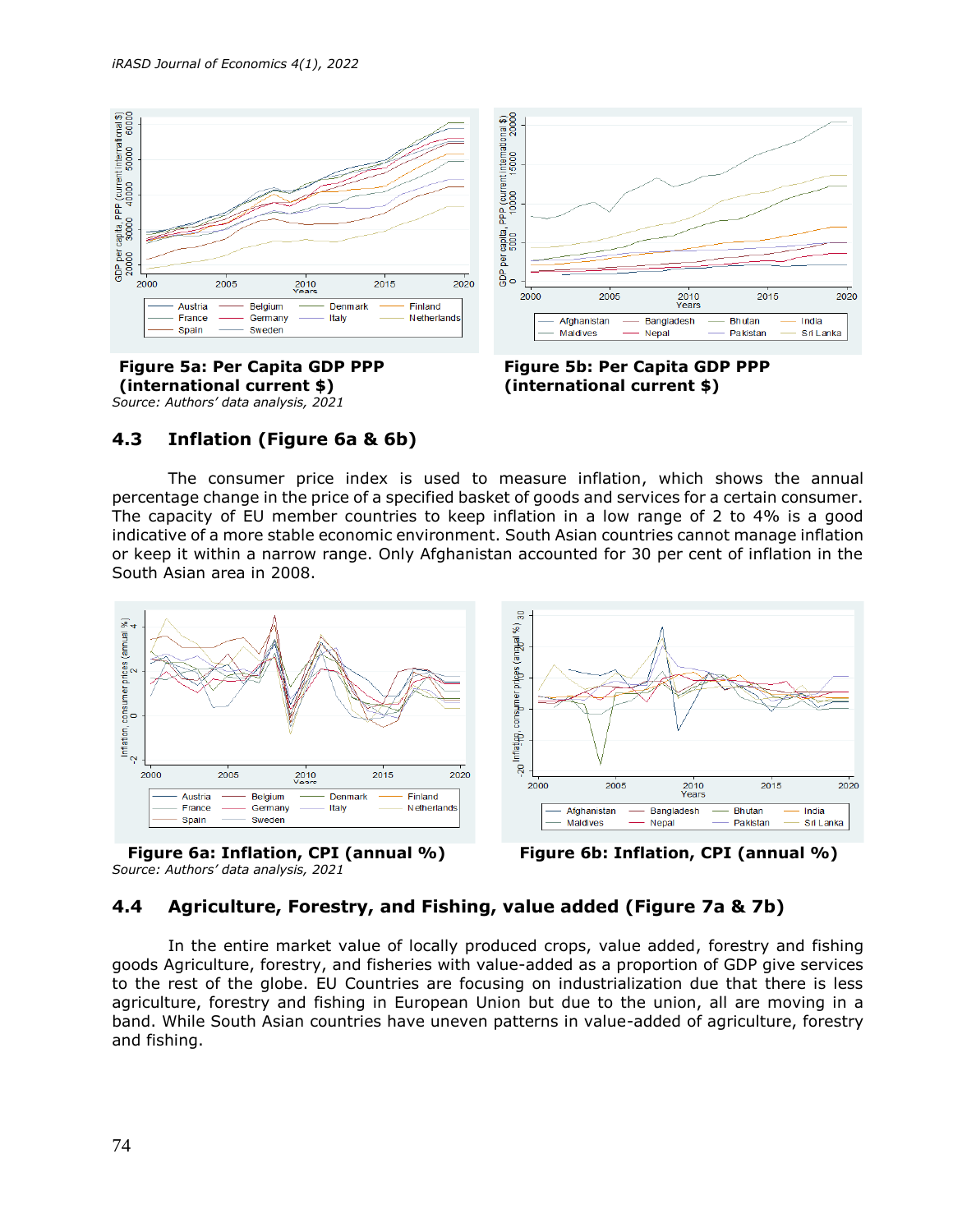**Figure 5a: Per Capita GDP PPP (international current $)**
*Source: Authors' data analysis, 2021*

**Figure 5b: Per Capita GDP PPP (international current $)**

## 4.3 Inflation (Figure 6a & 6b)

The consumer price index is used to measure inflation, which shows the annual percentage change in the price of a specified basket of goods and services for a certain consumer. The capacity of EU member countries to keep inflation in a low range of 2 to 4% is a good indicative of a more stable economic environment. South Asian countries cannot manage inflation or keep it within a narrow range. Only Afghanistan accounted for 30 per cent of inflation in the South Asian area in 2008.

**Figure 6a: Inflation, CPI (annual %)**
*Source: Authors' data analysis, 2021*

**Figure 6b: Inflation, CPI (annual %)**

## 4.4 Agriculture, Forestry, and Fishing, value added (Figure 7a & 7b)

In the entire market value of locally produced crops, value added, forestry and fishing goods Agriculture, forestry, and fisheries with value-added as a proportion of GDP give services to the rest of the globe. EU Countries are focusing on industrialization due that there is less agriculture, forestry and fishing in European Union but due to the union, all are moving in a band. While South Asian countries have uneven patterns in value-added of agriculture, forestry and fishing.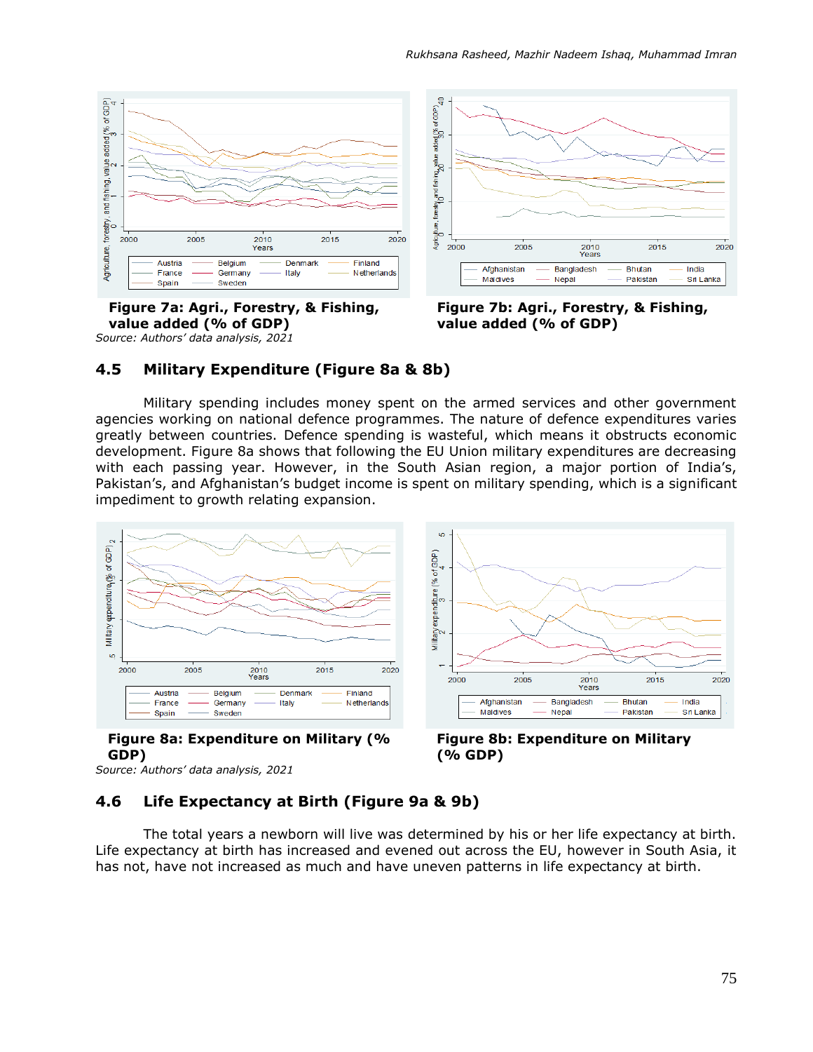**Figure 7a: Agri., Forestry, & Fishing, value added (% of GDP)**
*Source: Authors' data analysis, 2021*

**Figure 7b: Agri., Forestry, & Fishing, value added (% of GDP)**

## 4.5 Military Expenditure (Figure 8a & 8b)

Military spending includes money spent on the armed services and other government agencies working on national defence programmes. The nature of defence expenditures varies greatly between countries. Defence spending is wasteful, which means it obstructs economic development. Figure 8a shows that following the EU Union military expenditures are decreasing with each passing year. However, in the South Asian region, a major portion of India's, Pakistan's, and Afghanistan's budget income is spent on military spending, which is a significant impediment to growth relating expansion.

**Figure 8a: Expenditure on Military (% GDP)**
*Source: Authors' data analysis, 2021*

**Figure 8b: Expenditure on Military (% GDP)**

## 4.6 Life Expectancy at Birth (Figure 9a & 9b)

The total years a newborn will live was determined by his or her life expectancy at birth. Life expectancy at birth has increased and evened out across the EU, however in South Asia, it has not, have not increased as much and have uneven patterns in life expectancy at birth.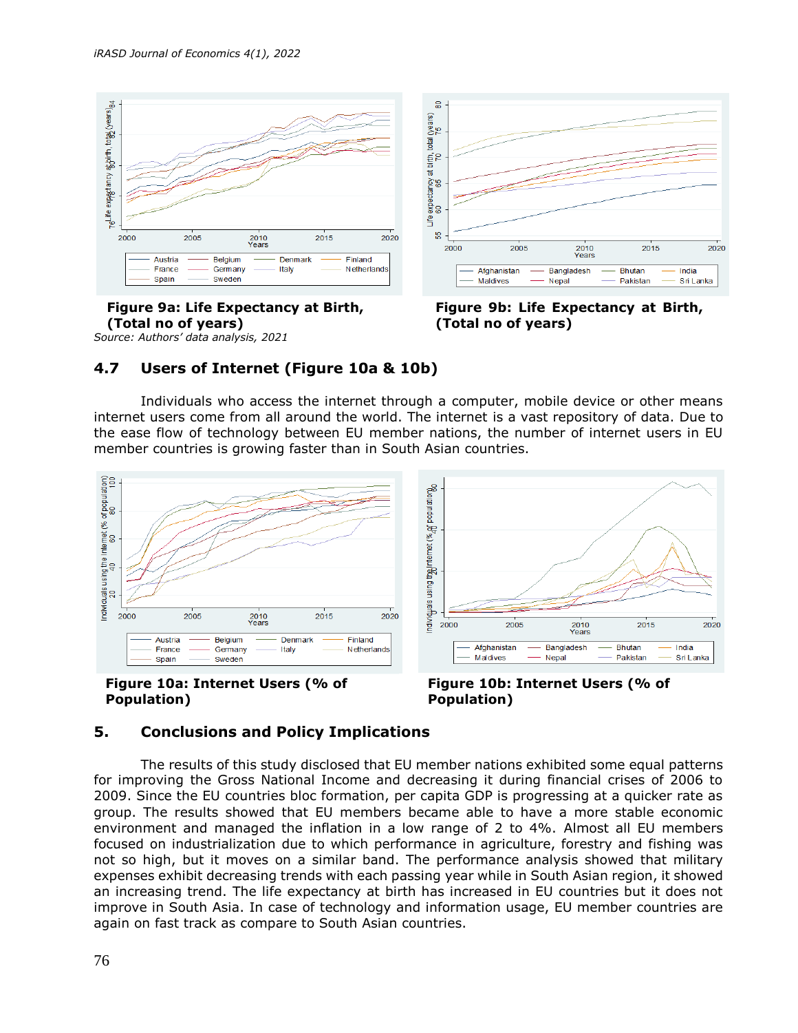**Figure 9a: Life Expectancy at Birth, (Total no of years)**

*Source: Authors' data analysis, 2021*

**Figure 9b: Life Expectancy at Birth, (Total no of years)**

## 4.7 Users of Internet (Figure 10a & 10b)

Individuals who access the internet through a computer, mobile device or other means internet users come from all around the world. The internet is a vast repository of data. Due to the ease flow of technology between EU member nations, the number of internet users in EU member countries is growing faster than in South Asian countries.

**Figure 10a: Internet Users (% of Population)**

**Figure 10b: Internet Users (% of Population)**

# 5. Conclusions and Policy Implications

The results of this study disclosed that EU member nations exhibited some equal patterns for improving the Gross National Income and decreasing it during financial crises of 2006 to 2009. Since the EU countries bloc formation, per capita GDP is progressing at a quicker rate as group. The results showed that EU members became able to have a more stable economic environment and managed the inflation in a low range of 2 to 4%. Almost all EU members focused on industrialization due to which performance in agriculture, forestry and fishing was not so high, but it moves on a similar band. The performance analysis showed that military expenses exhibit decreasing trends with each passing year while in South Asian region, it showed an increasing trend. The life expectancy at birth has increased in EU countries but it does not improve in South Asia. In case of technology and information usage, EU member countries are again on fast track as compare to South Asian countries.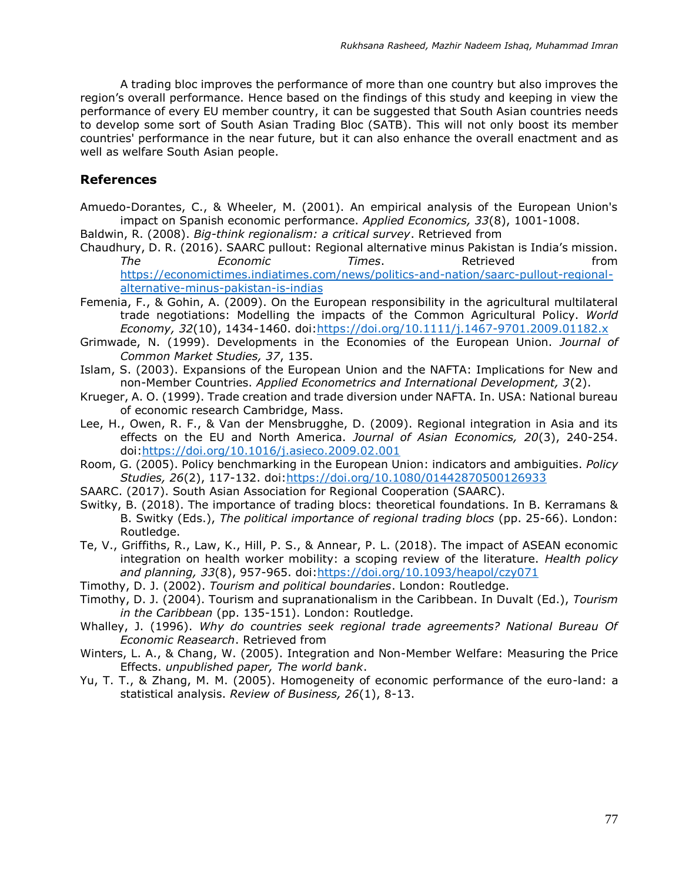A trading bloc improves the performance of more than one country but also improves the region's overall performance. Hence based on the findings of this study and keeping in view the performance of every EU member country, it can be suggested that South Asian countries needs to develop some sort of South Asian Trading Bloc (SATB). This will not only boost its member countries' performance in the near future, but it can also enhance the overall enactment and as well as welfare South Asian people.

## References

Amuedo-Dorantes, C., & Wheeler, M. (2001). An empirical analysis of the European Union's impact on Spanish economic performance. *Applied Economics, 33*(8), 1001-1008.

Baldwin, R. (2008). *Big-think regionalism: a critical survey*. Retrieved from

Chaudhury, D. R. (2016). SAARC pullout: Regional alternative minus Pakistan is India's mission. *The Economic Times*. Retrieved from https://economictimes.indiatimes.com/news/politics-and-nation/saarc-pullout-regional-alternative-minus-pakistan-is-indias

Femenia, F., & Gohin, A. (2009). On the European responsibility in the agricultural multilateral trade negotiations: Modelling the impacts of the Common Agricultural Policy. *World Economy, 32*(10), 1434-1460. doi:https://doi.org/10.1111/j.1467-9701.2009.01182.x

Grimwade, N. (1999). Developments in the Economies of the European Union. *Journal of Common Market Studies, 37*, 135.

Islam, S. (2003). Expansions of the European Union and the NAFTA: Implications for New and non-Member Countries. *Applied Econometrics and International Development, 3*(2).

Krueger, A. O. (1999). Trade creation and trade diversion under NAFTA. In. USA: National bureau of economic research Cambridge, Mass.

Lee, H., Owen, R. F., & Van der Mensbrugghe, D. (2009). Regional integration in Asia and its effects on the EU and North America. *Journal of Asian Economics, 20*(3), 240-254. doi:https://doi.org/10.1016/j.asieco.2009.02.001

Room, G. (2005). Policy benchmarking in the European Union: indicators and ambiguities. *Policy Studies, 26*(2), 117-132. doi:https://doi.org/10.1080/01442870500126933

SAARC. (2017). South Asian Association for Regional Cooperation (SAARC).

Switky, B. (2018). The importance of trading blocs: theoretical foundations. In B. Kerramans & B. Switky (Eds.), *The political importance of regional trading blocs* (pp. 25-66). London: Routledge.

Te, V., Griffiths, R., Law, K., Hill, P. S., & Annear, P. L. (2018). The impact of ASEAN economic integration on health worker mobility: a scoping review of the literature. *Health policy and planning, 33*(8), 957-965. doi:https://doi.org/10.1093/heapol/czy071

Timothy, D. J. (2002). *Tourism and political boundaries*. London: Routledge.

Timothy, D. J. (2004). Tourism and supranationalism in the Caribbean. In Duvalt (Ed.), *Tourism in the Caribbean* (pp. 135-151). London: Routledge.

Whalley, J. (1996). *Why do countries seek regional trade agreements? National Bureau Of Economic Reasearch*. Retrieved from

Winters, L. A., & Chang, W. (2005). Integration and Non-Member Welfare: Measuring the Price Effects. *unpublished paper, The world bank*.

Yu, T. T., & Zhang, M. M. (2005). Homogeneity of economic performance of the euro-land: a statistical analysis. *Review of Business, 26*(1), 8-13.